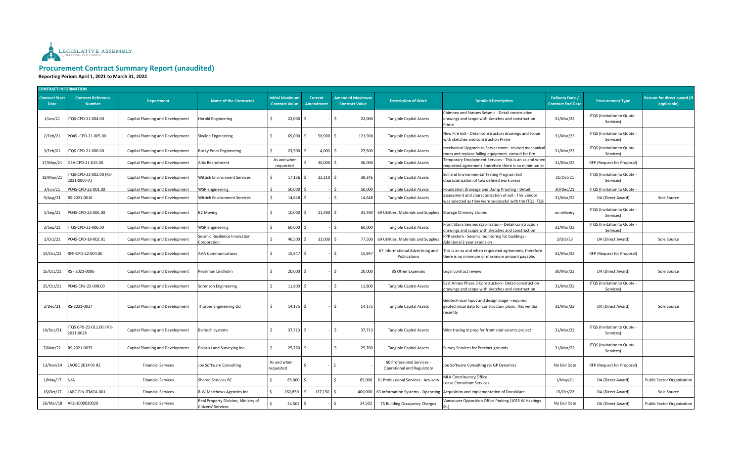LEGISLATIVE ASSEMBLY of BRITISH COLUMBIA

# Procurement Contract Summary Report (unaudited)

**Reporting Period: April 1, 2021 to March 31, 2022**

| CONTRACT INFORMATION | | | | | | | | | | | |
|---|---|---|---|---|---|---|---|---|---|---|---|
| **Contract Start Date** | **Contract Reference Number** | **Department** | **Name of the Contractor** | **Initial Maximum Contract Value** | **Current Amendment** | **Amended Maximum Contract Value** | **Description of Work** | **Detailed Description** | **Delivery Date / Contract End Date** | **Procurement Type** | **Reason for direct award (if applicable)** |
| 1/Jan/21 | ITQS-CPD-21-004.00 | Capital Planning and Development | Herold Engineering | $ 22,000 | $ - | $ 22,000 | Tangible Capital Assets | Chimney and Statues Seismic - Detail construction drawings and scope with sketches and construction Prime | 31/Mar/22 | ITQS (Invitation to Quote - Services) | |
| 2/Feb/21 | PO4S- CPD-21-005.00 | Capital Planning and Development | Skyline Engineering | $ 65,000 | $ 56,900 | $ 121,900 | Tangible Capital Assets | New Fire Exit - Detail construction drawings and scope with sketches and construction Prime | 31/Mar/23 | ITQS (Invitation to Quote - Services) | |
| 3/Feb/21 | ITQS-CPD-21-006.00 | Capital Planning and Development | Rocky Point Engineering | $ 23,500 | $ 4,000 | $ 27,500 | Tangible Capital Assets | mechanical Upgrade to Server room - revised mechanical room and replace failing equipment consult for fire | 31/Mar/23 | ITQS (Invitation to Quote - Services) | |
| 17/May/21 | GSA-CPD-21-015.00 | Capital Planning and Development | Altis Recruitment | As and when requested | $ 36,000 | $ 36,000 | Tangible Capital Assets | Temporary Employment Services - This is an as and when requested agreement therefore there is no minimum or | 31/Mar/23 | RFP (Request for Proposal) | |
| 18/May/21 | ITQS-CPD-22-002.00 (RS-2021-0007-A) | Capital Planning and Development | Wittich Environment Services | $ 17,136 | $ 22,210 | $ 39,346 | Tangible Capital Assets | Soil and Environmental Testing Program Soil Characterization of two defined work areas | 31/Oct/21 | ITQS (Invitation to Quote - Services) | |
| 3/Jun/21 | PO4S-CPD-22-001.00 | Capital Planning and Development | WSP engineering | $ 50,000 | $ - | $ 50,000 | Tangible Capital Assets | Foundation Drainage and Damp Proofing - Detail | 30/Dec/21 | ITQS (Invitation to Quote - | |
| 9/Aug/21 | RS-2021-0016 | Capital Planning and Development | Wittich Environment Services | $ 14,648 | $ - | $ 14,648 | Tangible Capital Assets | assessment and characterization of soil - This vendor was selected as they were successful with the ITQS ITQS | 31/Mar/22 | DA (Direct Award) | Sole Source |
| 1/Sep/21 | PO4S-CPD-22-006.00 | Capital Planning and Development | BC Moving | $ 10,000 | $ 21,490 | $ 31,490 | 69 Utilities, Materials and Supplies | Storage Chimney Stones | on delivery | ITQS (Invitation to Quote - Services) | |
| 2/Sep/21 | ITQS-CPD-22-006.00 | Capital Planning and Development | WSP engineering | $ 60,000 | $ - | $ 60,000 | Tangible Capital Assets | Front Stairs Seismic stabilization - Detail construction drawings and scope with sketches and construction | 31/Mar/23 | ITQS (Invitation to Quote - Services) | |
| 2/Oct/21 | PO4S-CPD-18-002.01 | Capital Planning and Development | Seismic Resilience Innovation Corporation | $ 46,500 | $ 31,000 | $ 77,500 | 69 Utilities, Materials and Supplies | PPR system - Seismic monitoring for buildings - Additional 2 year extension | 2/Oct/23 | DA (Direct Award) | Sole Source |
| 14/Oct/21 | RFP-CPD-22-004.00 | Capital Planning and Development | AHA Communications | $ 15,947 | $ - | $ 15,947 | 67 Informational Advertising and Publications | This is an as and when requested agreement, therefore there is no minimum or maximum amount payable. | 31/Mar/23 | RFP (Request for Proposal) | |
| 15/Oct/21 | RS - 2021-0006 | Capital Planning and Development | Pearlman Lindholm | $ 20,000 | $ - | $ 20,000 | 85 Other Expenses | Legal contract review | 30/Mar/22 | DA (Direct Award) | Sole Source |
| 25/Oct/21 | PO4S-CPd-22-008.00 | Capital Planning and Development | Sorenson Engineering | $ 11,800 | $ - | $ 11,800 | Tangible Capital Assets | East Annex Phase 3 Construction - Detail construction drawings and scope with sketches and construction | 31/Mar/22 | ITQS (Invitation to Quote - Services) | |
| 2/Dec/21 | RS-2021-0027 | Capital Planning and Development | Thurber Engineering Ltd | $ 14,175 | $ - | $ 14,175 | Tangible Capital Assets | Geotechnical Input and design stage - required geotechnical data for construction plans, This vendor recently | 31/Mar/22 | DA (Direct Award) | Sole Source |
| 10/Dec/21 | ITQS CPD-22-011.00 / RS-2021-0028 | Capital Planning and Development | Belltech systems | $ 37,713 | $ - | $ 37,713 | Tangible Capital Assets | Wire tracing in prep for front stair seismic project | 31/Mar/22 | ITQS (Invitation to Quote - Services) | |
| 7/Mar/22 | RS-2021-0035 | Capital Planning and Development | Polaris Land Surveying Inc. | $ 25,760 | $ - | $ 25,760 | Tangible Capital Assets | Survey Services for Precinct grounds | 31/Mar/22 | ITQS (Invitation to Quote - Services) | |
| 13/Nov/14 | LAOBC 2014 01 R2 | Financial Services | Joe Software Consulting | As and when requested | $ - | $ - | 60 Professional Services - Operational and Regulatory | Joe Software Consulting re: GP Dynamics | No End Date | RFP (Request for Proposal) | |
| 1/May/17 | N/A | Financial Services | Shared Services BC | $ 85,000 | $ - | $ 85,000 | 61 Professional Services - Advisory | MLA Constituency Office Lease Consultant Services | 1/May/21 | DA (Direct Award) | Public Sector Organization |
| 16/Oct/17 | LABC-FIN-ITMCA-001 | Financial Services | R.W.Matthews Agencies Inc | $ 262,850 | $ 137,150 | $ 400,000 | 63 Information Systems - Operating | Acquisition and implementation of DocuWare | 15/Oct/22 | DA (Direct Award) | Sole Source |
| 26/Mar/18 | ARE-1000020020 | Financial Services | Real Property Division, Ministry of Citizens' Services | $ 24,502 | $ - | $ 24,502 | 75 Building Occupancy Charges | Vancouver Opposition Office Parking (1055 W Hastings St.) | No End Date | DA (Direct Award) | Public Sector Organization |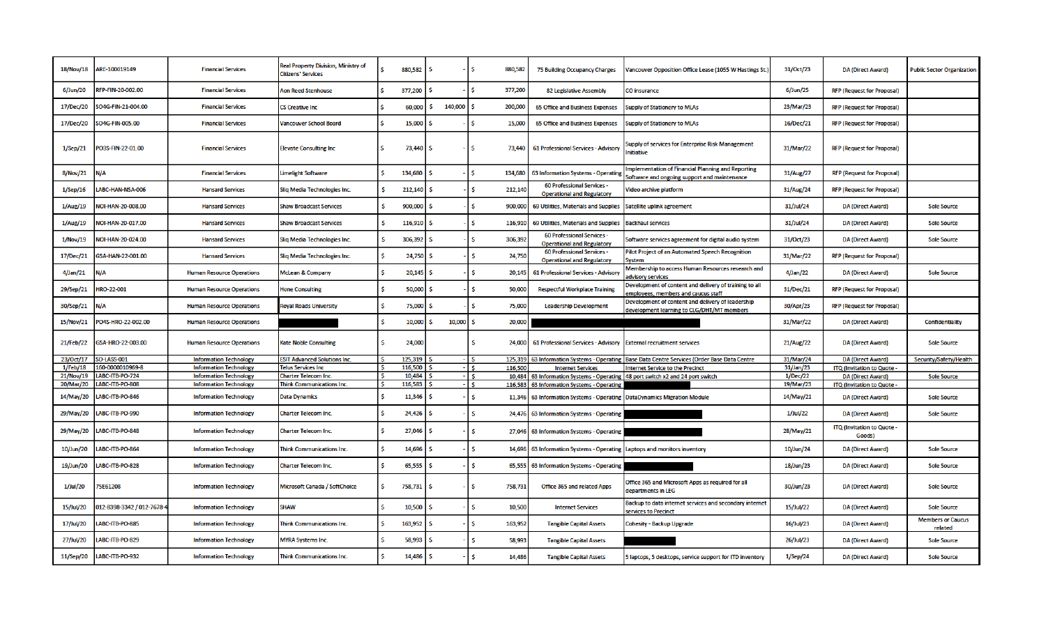| | | | | | | | | | | |
|---|---|---|---|---|---|---|---|---|---|---|
| 18/Nov/18 | ARE-100019149 | Financial Services | Real Property Division, Ministry of Citizens' Services | $ 880,582 | $ - | $ 880,582 | 75 Building Occupancy Charges | Vancouver Opposition Office Lease (1055 W Hastings St.) | 31/Oct/23 | DA (Direct Award) | Public Sector Organization |
| 6/Jun/20 | RFP-FIN-20-002.00 | Financial Services | Aon Reed Stenhouse | $ 377,200 | $ - | $ 377,200 | 82 Legislative Assembly | CO Insurance | 6/Jun/25 | RFP (Request for Proposal) | |
| 17/Dec/20 | SO4G-FIN-21-004.00 | Financial Services | CS Creative Inc | $ 60,000 | $ 140,000 | $ 200,000 | 65 Office and Business Expenses | Supply of Stationery to MLAs | 23/Mar/23 | RFP (Request for Proposal) | |
| 17/Dec/20 | SO4G-FIN-005.00 | Financial Services | Vancouver School Board | $ 15,000 | $ - | $ 15,000 | 65 Office and Business Expenses | Supply of Stationery to MLAs | 16/Dec/21 | RFP (Request for Proposal) | |
| 1/Sep/21 | PO3S-FIN-22-01.00 | Financial Services | Elevate Consulting Inc | $ 73,440 | $ - | $ 73,440 | 61 Professional Services - Advisory | Supply of services for Enterprise Risk Management Initiative | 31/Mar/22 | RFP (Request for Proposal) | |
| 8/Nov/21 | N/A | Financial Services | Limelight Software | $ 134,680 | $ - | $ 134,680 | 63 Information Systems - Operating | Implementation of Financial Planning and Reporting Software and ongoing support and maintenance | 31/Aug/27 | RFP (Request for Proposal) | |
| 1/Sep/16 | LABC-HAN-NSA-006 | Hansard Services | Sliq Media Technologies Inc. | $ 212,140 | $ - | $ 212,140 | 60 Professional Services - Operational and Regulatory | Video archive platform | 31/Aug/24 | RFP (Request for Proposal) | |
| 1/Aug/19 | NOI-HAN-20-008.00 | Hansard Services | Shaw Broadcast Services | $ 900,000 | $ - | $ 900,000 | 69 Utilities, Materials and Supplies | Satellite uplink agreement | 31/Jul/24 | DA (Direct Award) | Sole Source |
| 1/Aug/19 | NOI-HAN-20-017.00 | Hansard Services | Shaw Broadcast Services | $ 116,910 | $ - | $ 116,910 | 69 Utilities, Materials and Supplies | Backhaul services | 31/Jul/24 | DA (Direct Award) | Sole Source |
| 1/Nov/19 | NOI-HAN-20-024.00 | Hansard Services | Sliq Media Technologies Inc. | $ 306,392 | $ - | $ 306,392 | 60 Professional Services - Operational and Regulatory | Software services agreement for digital audio system | 31/Oct/23 | DA (Direct Award) | Sole Source |
| 17/Dec/21 | GSA-HAN-22-001.00 | Hansard Services | Sliq Media Technologies Inc. | $ 24,750 | $ - | $ 24,750 | 60 Professional Services - Operational and Regulatory | Pilot Project of an Automated Speech Recognition System | 31/Mar/22 | RFP (Request for Proposal) | |
| 4/Jan/21 | N/A | Human Resource Operations | McLean & Company | $ 20,145 | $ - | $ 20,145 | 61 Professional Services - Advisory | Membership to access Human Resources research and advisory services | 4/Jan/22 | DA (Direct Award) | Sole Source |
| 29/Sep/21 | HRO-22-001 | Human Resource Operations | Hone Consulting | $ 50,000 | $ - | $ 50,000 | Respectful Workplace Training | Development of content and delivery of training to all employees, members and caucus staff | 31/Dec/21 | RFP (Request for Proposal) | |
| 30/Sep/21 | N/A | Human Resource Operations | Royal Roads University | $ 75,000 | $ - | $ 75,000 | Leadership Development | Development of content and delivery of leadership development learning to CLG/DHT/MT members | 30/Apr/23 | RFP (Request for Proposal) | |
| 15/Nov/21 | PO4S-HRO-22-002.00 | Human Resource Operations | [REDACTED] | $ 10,000 | $ 10,000 | $ 20,000 | [REDACTED] | [REDACTED] | 31/Mar/22 | DA (Direct Award) | Confidentiality |
| 21/Feb/22 | GSA-HRO-22-003.00 | Human Resource Operations | Kate Noble Consulting | $ 24,000 | | $ 24,000 | 61 Professional Services - Advisory | External recruitment services | 21/Aug/22 | DA (Direct Award) | Sole Source |
| 23/Oct/17 | SO-LASS-001 | Information Technology | ESIT Advanced Solutions Inc. | $ 125,319 | $ - | $ 125,319 | 63 Information Systems - Operating | Base Data Centre Services (Order Base Data Centre | 31/Mar/24 | DA (Direct Award) | Security/Safety/Health |
| 1/Feb/18 | 160-0000010969-8 | Information Technology | Telus Services Inc | $ 116,500 | $ - | $ 116,500 | Internet Services | Internet Service to the Precinct | 31/Jan/23 | ITQ (Invitation to Quote - | |
| 21/Nov/19 | LABC-ITB-PO-724 | Information Technology | Charter Telecom Inc. | $ 10,484 | $ - | $ 10,484 | 63 Information Systems - Operating | 48 port switch x2 and 24 port switch | 1/Dec/22 | DA (Direct Award) | Sole Source |
| 20/Mar/20 | LABC-ITB-PO-808 | Information Technology | Think Communications Inc. | $ 116,583 | $ - | $ 116,583 | 63 Information Systems - Operating | | 19/Mar/23 | ITQ (Invitation to Quote - | |
| 14/May/20 | LABC-ITB-PO-846 | Information Technology | Data Dynamics | $ 11,346 | $ - | $ 11,346 | 63 Information Systems - Operating | DataDynamics Migration Module | 14/May/21 | DA (Direct Award) | Sole Source |
| 29/May/20 | LABC-ITB-PO-990 | Information Technology | Charter Telecom Inc. | $ 24,426 | $ - | $ 24,476 | 63 Information Systems - Operating | [REDACTED] | 1/Jul/22 | DA (Direct Award) | Sole Source |
| 29/May/20 | LABC-ITB-PO-848 | Information Technology | Charter Telecom Inc. | $ 27,046 | $ - | $ 27,046 | 63 Information Systems - Operating | [REDACTED] | 28/May/21 | ITQ (Invitation to Quote - Goods) | |
| 10/Jun/20 | LABC-ITB-PO-864 | Information Technology | Think Communications Inc. | $ 14,696 | $ - | $ 14,696 | 63 Information Systems - Operating | Laptops and monitors inventory | 10/Jun/24 | DA (Direct Award) | Sole Source |
| 19/Jun/20 | LABC-ITB-PO-828 | Information Technology | Charter Telecom Inc. | $ 65,555 | $ - | $ 65,555 | 63 Information Systems - Operating | [REDACTED] | 18/Jun/23 | DA (Direct Award) | Sole Source |
| 1/Jul/20 | 75E61208 | Information Technology | Microsoft Canada / SoftChoice | $ 758,731 | $ - | $ 758,731 | Office 365 and related Apps | Office 365 and Microsoft Apps as required for all departments in LEG | 30/Jun/23 | DA (Direct Award) | Sole Source |
| 15/Jul/20 | 012-8398-3342 / 012-7678-4 | Information Technology | SHAW | $ 10,500 | $ - | $ 10,500 | Internet Services | Backup to data internet services and secondary internet services to Precinct | 15/Jul/22 | DA (Direct Award) | Sole Source |
| 17/Jul/20 | LABC-ITB-PO-885 | Information Technology | Think Communications Inc. | $ 163,952 | $ - | $ 163,952 | Tangible Capital Assets | Cohesity - Backup Upgrade | 16/Jul/23 | DA (Direct Award) | Members or Caucus related |
| 27/Jul/20 | LABC-ITB-PO-829 | Information Technology | MYRA Systems Inc. | $ 58,993 | $ - | $ 58,993 | Tangible Capital Assets | [REDACTED] | 26/Jul/23 | DA (Direct Award) | Sole Source |
| 11/Sep/20 | LABC-ITB-PO-932 | Information Technology | Think Communications Inc. | $ 14,486 | $ - | $ 14,486 | Tangible Capital Assets | 5 laptops, 5 desktops, service support for ITD inventory | 1/Sep/24 | DA (Direct Award) | Sole Source |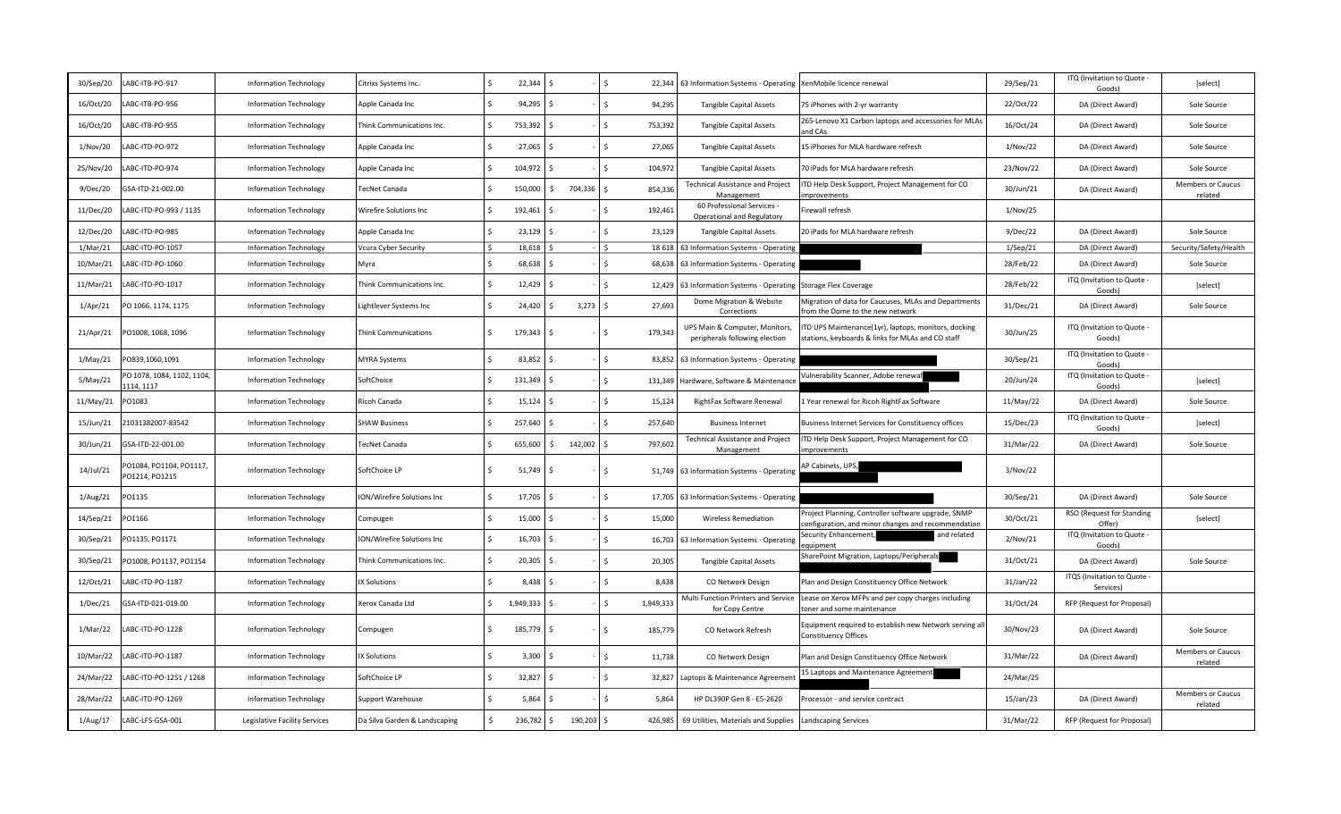| 30/Sep/20 | LABC-ITB-PO-917 | Information Technology | Citrixs Systems Inc. | $ 22,344 | $ - | $ 22,344 | 63 Information Systems - Operating | XenMobile licence renewal | 29/Sep/21 | ITQ (Invitation to Quote - Goods) | [select] |
|---|---|---|---|---|---|---|---|---|---|---|---|
| 16/Oct/20 | LABC-ITB-PO-956 | Information Technology | Apple Canada Inc | $ 94,295 | $ - | $ 94,295 | Tangible Capital Assets | 75 iPhones with 2-yr warranty | 22/Oct/22 | DA (Direct Award) | Sole Source |
| 16/Oct/20 | LABC-ITB-PO-955 | Information Technology | Think Communications Inc. | $ 753,392 | $ - | $ 753,392 | Tangible Capital Assets | 265-Lenovo X1 Carbon laptops and accessories for MLAs and CAs | 16/Oct/24 | DA (Direct Award) | Sole Source |
| 1/Nov/20 | LABC-ITD-PO-972 | Information Technology | Apple Canada Inc | $ 27,065 | $ - | $ 27,065 | Tangible Capital Assets | 15 iPhones for MLA hardware refresh | 1/Nov/22 | DA (Direct Award) | Sole Source |
| 25/Nov/20 | LABC-ITD-PO-974 | Information Technology | Apple Canada Inc | $ 104,972 | $ - | $ 104,972 | Tangible Capital Assets | 70 iPads for MLA hardware refresh | 23/Nov/22 | DA (Direct Award) | Sole Source |
| 9/Dec/20 | GSA-ITD-21-002.00 | Information Technology | TecNet Canada | $ 150,000 | $ 704,336 | $ 854,336 | Technical Assistance and Project Management | ITD Help Desk Support, Project Management for CO improvements | 30/Jun/21 | DA (Direct Award) | Members or Caucus related |
| 11/Dec/20 | LABC-ITD-PO-993 / 1135 | Information Technology | Wirefire Solutions Inc | $ 192,461 | $ - | $ 192,461 | 60 Professional Services - Operational and Regulatory | Firewall refresh | 1/Nov/25 | | |
| 12/Dec/20 | LABC-ITD-PO-985 | Information Technology | Apple Canada Inc | $ 23,129 | $ - | $ 23,129 | Tangible Capital Assets | 20 iPads for MLA hardware refresh | 9/Dec/22 | DA (Direct Award) | Sole Source |
| 1/Mar/21 | LABC-ITD-PO-1057 | Information Technology | Vcura Cyber Security | $ 18,618 | $ - | $ 18 618 | 63 Information Systems - Operating | | 1/Sep/21 | DA (Direct Award) | Security/Safety/Health |
| 10/Mar/21 | LABC-ITD-PO-1060 | Information Technology | Myra | $ 68,638 | $ - | $ 68,638 | 63 Information Systems - Operating | | 28/Feb/22 | DA (Direct Award) | Sole Source |
| 11/Mar/21 | LABC-ITD-PO-1017 | Information Technology | Think Communications Inc. | $ 12,429 | $ - | $ 12,429 | 63 Information Systems - Operating | Storage Flex Coverage | 28/Feb/22 | ITQ (Invitation to Quote - Goods) | [select] |
| 1/Apr/21 | PO 1066, 1174, 1175 | Information Technology | Lightlever Systems Inc | $ 24,420 | $ 3,273 | $ 27,693 | Dome Migration & Website Corrections | Migration of data for Caucuses, MLAs and Departments from the Dome to the new network | 31/Dec/21 | DA (Direct Award) | Sole Source |
| 21/Apr/21 | PO1008, 1068, 1096 | Information Technology | Think Communications | $ 179,343 | $ - | $ 179,343 | UPS Main & Computer, Monitors, peripherals following election | ITD UPS Maintenance(1yr), laptops, monitors, docking stations, keyboards & links for MLAs and CO staff | 30/Jun/25 | ITQ (Invitation to Quote - Goods) | |
| 1/May/21 | PO839,1060,1091 | Information Technology | MYRA Systems | $ 83,852 | $ - | $ 83,852 | 63 Information Systems - Operating | | 30/Sep/21 | ITQ (Invitation to Quote - Goods) | |
| 5/May/21 | PO 1078, 1084, 1102, 1104, 1114, 1117 | Information Technology | SoftChoice | $ 131,349 | $ - | $ 131,349 | Hardware, Software & Maintenance | Vulnerability Scanner, Adobe renewal | 20/Jun/24 | ITQ (Invitation to Quote - Goods) | [select] |
| 11/May/21 | PO1083 | Information Technology | Ricoh Canada | $ 15,124 | $ - | $ 15,124 | RightFax Software Renewal | 1 Year renewal for Ricoh RightFax Software | 11/May/22 | DA (Direct Award) | Sole Source |
| 15/Jun/21 | 21031382007-83542 | Information Technology | SHAW Business | $ 257,640 | $ - | $ 257,640 | Business Internet | Business Internet Services for Constituency offices | 15/Dec/23 | ITQ (Invitation to Quote - Goods) | [select] |
| 30/Jun/21 | GSA-ITD-22-001.00 | Information Technology | TecNet Canada | $ 655,600 | $ 142,002 | $ 797,602 | Technical Assistance and Project Management | ITD Help Desk Support, Project Management for CO improvements | 31/Mar/22 | DA (Direct Award) | Sole Source |
| 14/Jul/21 | PO1084, PO1104, PO1117, PO1214, PO1215 | Information Technology | SoftChoice LP | $ 51,749 | $ - | $ 51,749 | 63 Information Systems - Operating | AP Cabinets, UPS, | 3/Nov/22 | | |
| 1/Aug/21 | PO1135 | Information Technology | ION/Wirefire Solutions Inc | $ 17,705 | $ - | $ 17,705 | 63 Information Systems - Operating | | 30/Sep/21 | DA (Direct Award) | Sole Source |
| 14/Sep/21 | PO1166 | Information Technology | Compugen | $ 15,000 | $ - | $ 15,000 | Wireless Remediation | Project Planning, Controller software upgrade, SNMP configuration, and minor changes and recommendation | 30/Oct/21 | RSO (Request for Standing Offer) | [select] |
| 30/Sep/21 | PO1135, PO1171 | Information Technology | ION/Wirefire Solutions Inc | $ 16,703 | $ - | $ 16,703 | 63 Information Systems - Operating | Security Enhancement, and related equipment | 2/Nov/21 | ITQ (Invitation to Quote - Goods) | |
| 30/Sep/21 | PO1008, PO1137, PO1154 | Information Technology | Think Communications Inc. | $ 20,305 | $ - | $ 20,305 | Tangible Capital Assets | SharePoint Migration, Laptops/Peripherals | 31/Oct/21 | DA (Direct Award) | Sole Source |
| 12/Oct/21 | LABC-ITD-PO-1187 | Information Technology | IX Solutions | $ 8,438 | $ - | $ 8,438 | CO Network Design | Plan and Design Constituency Office Network | 31/Jan/22 | ITQS (Invitation to Quote - Services) | |
| 1/Dec/21 | GSA-ITD-021-019.00 | Information Technology | Xerox Canada Ltd | $ 1,949,333 | $ - | $ 1,949,333 | Multi Function Printers and Service for Copy Centre | Lease on Xerox MFPs and per copy charges including toner and some maintenance | 31/Oct/24 | RFP (Request for Proposal) | |
| 1/Mar/22 | LABC-ITD-PO-1228 | Information Technology | Compugen | $ 185,779 | $ - | $ 185,779 | CO Network Refresh | Equipment required to establish new Network serving all Constituency Offices | 30/Nov/23 | DA (Direct Award) | Sole Source |
| 10/Mar/22 | LABC-ITD-PO-1187 | Information Technology | IX Solutions | $ 3,300 | $ - | $ 11,738 | CO Network Design | Plan and Design Constituency Office Network | 31/Mar/22 | DA (Direct Award) | Members or Caucus related |
| 24/Mar/22 | LABC-ITD-PO-1251 / 1268 | Information Technology | SoftChoice LP | $ 32,827 | $ - | $ 32,827 | Laptops & Maintenance Agreement | 15 Laptops and Maintenance Agreement | 24/Mar/25 | | |
| 28/Mar/22 | LABC-ITD-PO-1269 | Information Technology | Support Warehouse | $ 5,864 | $ - | $ 5,864 | HP DL390P Gen 8 - E5-2620 | Processor - and service contract | 15/Jan/23 | DA (Direct Award) | Members or Caucus related |
| 1/Aug/17 | LABC-LFS-GSA-001 | Legislative Facility Services | Da Silva Garden & Landscaping | $ 236,782 | $ 190,203 | $ 426,985 | 69 Utilities, Materials and Supplies | Landscaping Services | 31/Mar/22 | RFP (Request for Proposal) | |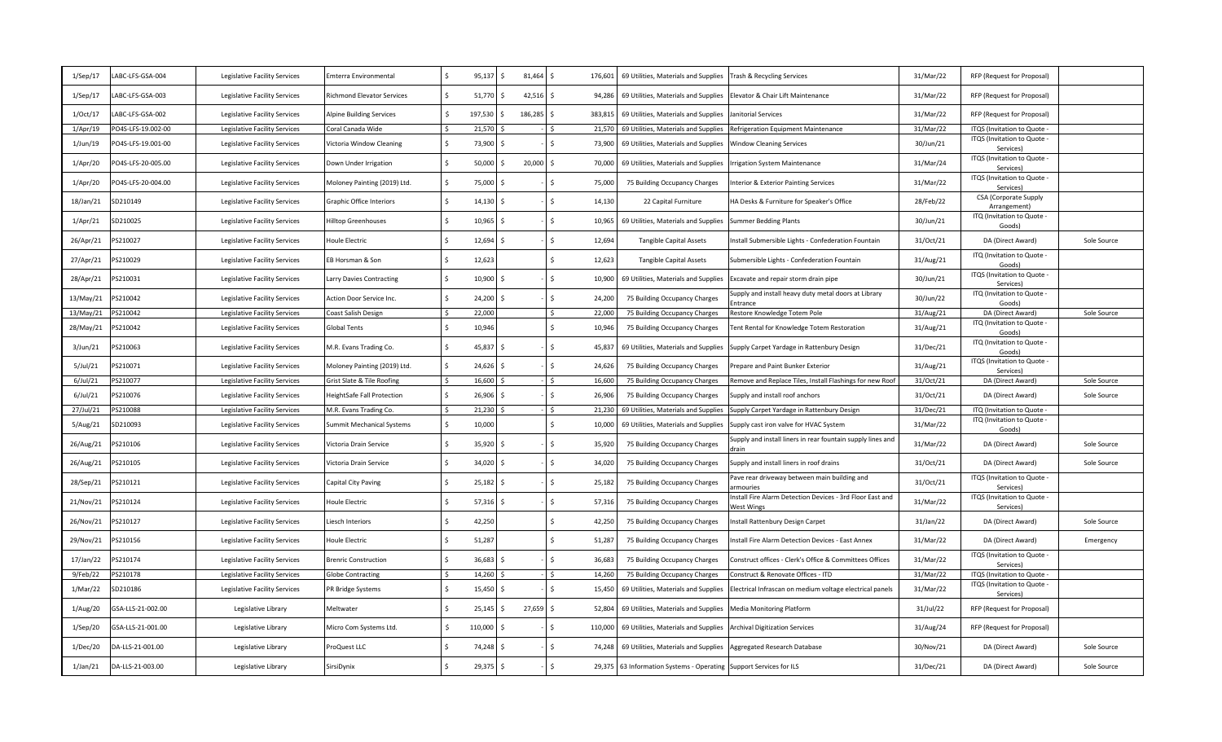| | | | | | | | | | | | | |
|---|---|---|---|---|---|---|---|---|---|---|---|---|
| 1/Sep/17 | LABC-LFS-GSA-004 | Legislative Facility Services | Emterra Environmental | $ 95,137 | $ 81,464 | $ 176,601 | 69 Utilities, Materials and Supplies | Trash & Recycling Services | 31/Mar/22 | RFP (Request for Proposal) | |
| 1/Sep/17 | LABC-LFS-GSA-003 | Legislative Facility Services | Richmond Elevator Services | $ 51,770 | $ 42,516 | $ 94,286 | 69 Utilities, Materials and Supplies | Elevator & Chair Lift Maintenance | 31/Mar/22 | RFP (Request for Proposal) | |
| 1/Oct/17 | LABC-LFS-GSA-002 | Legislative Facility Services | Alpine Building Services | $ 197,530 | $ 186,285 | $ 383,815 | 69 Utilities, Materials and Supplies | Janitorial Services | 31/Mar/22 | RFP (Request for Proposal) | |
| 1/Apr/19 | PO4S-LFS-19.002-00 | Legislative Facility Services | Coral Canada Wide | $ 21,570 | $ - | $ 21,570 | 69 Utilities, Materials and Supplies | Refrigeration Equipment Maintenance | 31/Mar/22 | ITQS (Invitation to Quote - | |
| 1/Jun/19 | PO4S-LFS-19.001-00 | Legislative Facility Services | Victoria Window Cleaning | $ 73,900 | $ - | $ 73,900 | 69 Utilities, Materials and Supplies | Window Cleaning Services | 30/Jun/21 | ITQS (Invitation to Quote - Services) | |
| 1/Apr/20 | PO4S-LFS-20-005.00 | Legislative Facility Services | Down Under Irrigation | $ 50,000 | $ 20,000 | $ 70,000 | 69 Utilities, Materials and Supplies | Irrigation System Maintenance | 31/Mar/24 | ITQS (Invitation to Quote - Services) | |
| 1/Apr/20 | PO4S-LFS-20-004.00 | Legislative Facility Services | Moloney Painting (2019) Ltd. | $ 75,000 | $ - | $ 75,000 | 75 Building Occupancy Charges | Interior & Exterior Painting Services | 31/Mar/22 | ITQS (Invitation to Quote - Services) | |
| 18/Jan/21 | SD210149 | Legislative Facility Services | Graphic Office Interiors | $ 14,130 | $ - | $ 14,130 | 22 Capital Furniture | HA Desks & Furniture for Speaker's Office | 28/Feb/22 | CSA (Corporate Supply Arrangement) | |
| 1/Apr/21 | SD210025 | Legislative Facility Services | Hilltop Greenhouses | $ 10,965 | $ - | $ 10,965 | 69 Utilities, Materials and Supplies | Summer Bedding Plants | 30/Jun/21 | ITQ (Invitation to Quote - Goods) | |
| 26/Apr/21 | PS210027 | Legislative Facility Services | Houle Electric | $ 12,694 | $ - | $ 12,694 | Tangible Capital Assets | Install Submersible Lights - Confederation Fountain | 31/Oct/21 | DA (Direct Award) | Sole Source |
| 27/Apr/21 | PS210029 | Legislative Facility Services | EB Horsman & Son | $ 12,623 | | $ 12,623 | Tangible Capital Assets | Submersible Lights - Confederation Fountain | 31/Aug/21 | ITQ (Invitation to Quote - Goods) | |
| 28/Apr/21 | PS210031 | Legislative Facility Services | Larry Davies Contracting | $ 10,900 | $ - | $ 10,900 | 69 Utilities, Materials and Supplies | Excavate and repair storm drain pipe | 30/Jun/21 | ITQS (Invitation to Quote - Services) | |
| 13/May/21 | PS210042 | Legislative Facility Services | Action Door Service Inc. | $ 24,200 | $ - | $ 24,200 | 75 Building Occupancy Charges | Supply and install heavy duty metal doors at Library Entrance | 30/Jun/22 | ITQ (Invitation to Quote - Goods) | |
| 13/May/21 | PS210042 | Legislative Facility Services | Coast Salish Design | $ 22,000 | | $ 22,000 | 75 Building Occupancy Charges | Restore Knowledge Totem Pole | 31/Aug/21 | DA (Direct Award) | Sole Source |
| 28/May/21 | PS210042 | Legislative Facility Services | Global Tents | $ 10,946 | | $ 10,946 | 75 Building Occupancy Charges | Tent Rental for Knowledge Totem Restoration | 31/Aug/21 | ITQ (Invitation to Quote - Goods) | |
| 3/Jun/21 | PS210063 | Legislative Facility Services | M.R. Evans Trading Co. | $ 45,837 | $ - | $ 45,837 | 69 Utilities, Materials and Supplies | Supply Carpet Yardage in Rattenbury Design | 31/Dec/21 | ITQ (Invitation to Quote - Goods) | |
| 5/Jul/21 | PS210071 | Legislative Facility Services | Moloney Painting (2019) Ltd. | $ 24,626 | $ - | $ 24,626 | 75 Building Occupancy Charges | Prepare and Paint Bunker Exterior | 31/Aug/21 | ITQS (Invitation to Quote - Services) | |
| 6/Jul/21 | PS210077 | Legislative Facility Services | Grist Slate & Tile Roofing | $ 16,600 | $ - | $ 16,600 | 75 Building Occupancy Charges | Remove and Replace Tiles, Install Flashings for new Roof | 31/Oct/21 | DA (Direct Award) | Sole Source |
| 6/Jul/21 | PS210076 | Legislative Facility Services | HeightSafe Fall Protection | $ 26,906 | $ - | $ 26,906 | 75 Building Occupancy Charges | Supply and install roof anchors | 31/Oct/21 | DA (Direct Award) | Sole Source |
| 27/Jul/21 | PS210088 | Legislative Facility Services | M.R. Evans Trading Co. | $ 21,230 | $ - | $ 21,230 | 69 Utilities, Materials and Supplies | Supply Carpet Yardage in Rattenbury Design | 31/Dec/21 | ITQ (Invitation to Quote - | |
| 5/Aug/21 | SD210093 | Legislative Facility Services | Summit Mechanical Systems | $ 10,000 | | $ 10,000 | 69 Utilities, Materials and Supplies | Supply cast iron valve for HVAC System | 31/Mar/22 | ITQ (Invitation to Quote - Goods) | |
| 26/Aug/21 | PS210106 | Legislative Facility Services | Victoria Drain Service | $ 35,920 | $ - | $ 35,920 | 75 Building Occupancy Charges | Supply and install liners in rear fountain supply lines and drain | 31/Mar/22 | DA (Direct Award) | Sole Source |
| 26/Aug/21 | PS210105 | Legislative Facility Services | Victoria Drain Service | $ 34,020 | $ - | $ 34,020 | 75 Building Occupancy Charges | Supply and install liners in roof drains | 31/Oct/21 | DA (Direct Award) | Sole Source |
| 28/Sep/21 | PS210121 | Legislative Facility Services | Capital City Paving | $ 25,182 | $ - | $ 25,182 | 75 Building Occupancy Charges | Pave rear driveway between main building and armouries | 31/Oct/21 | ITQS (Invitation to Quote - Services) | |
| 21/Nov/21 | PS210124 | Legislative Facility Services | Houle Electric | $ 57,316 | $ - | $ 57,316 | 75 Building Occupancy Charges | Install Fire Alarm Detection Devices - 3rd Floor East and West Wings | 31/Mar/22 | ITQS (Invitation to Quote - Services) | |
| 26/Nov/21 | PS210127 | Legislative Facility Services | Liesch Interiors | $ 42,250 | | $ 42,250 | 75 Building Occupancy Charges | Install Rattenbury Design Carpet | 31/Jan/22 | DA (Direct Award) | Sole Source |
| 29/Nov/21 | PS210156 | Legislative Facility Services | Houle Electric | $ 51,287 | | $ 51,287 | 75 Building Occupancy Charges | Install Fire Alarm Detection Devices - East Annex | 31/Mar/22 | DA (Direct Award) | Emergency |
| 17/Jan/22 | PS210174 | Legislative Facility Services | Brenric Construction | $ 36,683 | $ - | $ 36,683 | 75 Building Occupancy Charges | Construct offices - Clerk's Office & Committees Offices | 31/Mar/22 | ITQS (Invitation to Quote - Services) | |
| 9/Feb/22 | PS210178 | Legislative Facility Services | Globe Contracting | $ 14,260 | $ - | $ 14,260 | 75 Building Occupancy Charges | Construct & Renovate Offices - ITD | 31/Mar/22 | ITQS (Invitation to Quote - | |
| 1/Mar/22 | SD210186 | Legislative Facility Services | PR Bridge Systems | $ 15,450 | $ - | $ 15,450 | 69 Utilities, Materials and Supplies | Electrical Infrascan on medium voltage electrical panels | 31/Mar/22 | ITQS (Invitation to Quote - Services) | |
| 1/Aug/20 | GSA-LLS-21-002.00 | Legislative Library | Meltwater | $ 25,145 | $ 27,659 | $ 52,804 | 69 Utilities, Materials and Supplies | Media Monitoring Platform | 31/Jul/22 | RFP (Request for Proposal) | |
| 1/Sep/20 | GSA-LLS-21-001.00 | Legislative Library | Micro Com Systems Ltd. | $ 110,000 | $ - | $ 110,000 | 69 Utilities, Materials and Supplies | Archival Digitization Services | 31/Aug/24 | RFP (Request for Proposal) | |
| 1/Dec/20 | DA-LLS-21-001.00 | Legislative Library | ProQuest LLC | $ 74,248 | $ - | $ 74,248 | 69 Utilities, Materials and Supplies | Aggregated Research Database | 30/Nov/21 | DA (Direct Award) | Sole Source |
| 1/Jan/21 | DA-LLS-21-003.00 | Legislative Library | SirsiDynix | $ 29,375 | $ - | $ 29,375 | 63 Information Systems - Operating | Support Services for ILS | 31/Dec/21 | DA (Direct Award) | Sole Source |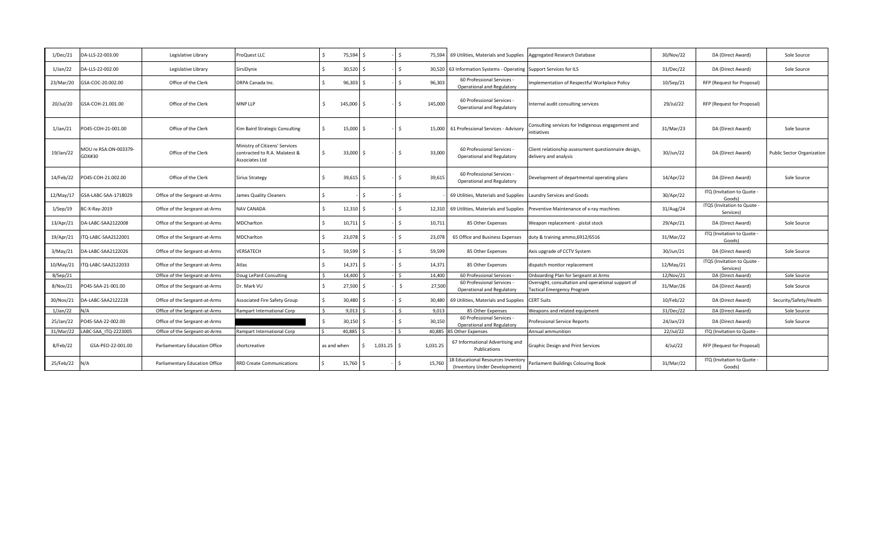| | | | | | | | | | | | |
|---|---|---|---|---|---|---|---|---|---|---|---|
| 1/Dec/21 | DA-LLS-22-003.00 | Legislative Library | ProQuest LLC | $ 75,594 | $ - | $ 75,594 | 69 Utilities, Materials and Supplies | Aggregated Research Database | 30/Nov/22 | DA (Direct Award) | Sole Source |
| 1/Jan/22 | DA-LLS-22-002.00 | Legislative Library | SirsiDynix | $ 30,520 | $ - | $ 30,520 | 63 Information Systems - Operating | Support Services for ILS | 31/Dec/22 | DA (Direct Award) | Sole Source |
| 23/Mar/20 | GSA-COC-20.002.00 | Office of the Clerk | DRPA Canada Inc. | $ 96,303 | $ - | $ 96,303 | 60 Professional Services - Operational and Regulatory | Implementation of Respectful Workplace Policy | 10/Sep/21 | RFP (Request for Proposal) | |
| 20/Jul/20 | GSA-COH-21.001.00 | Office of the Clerk | MNP LLP | $ 145,000 | $ - | $ 145,000 | 60 Professional Services - Operational and Regulatory | Internal audit consulting services | 29/Jul/22 | RFP (Request for Proposal) | |
| 1/Jan/21 | PO4S-COH-21-001.00 | Office of the Clerk | Kim Baird Strategic Consulting | $ 15,000 | $ - | $ 15,000 | 61 Professional Services - Advisory | Consulting services for Indigenous engagement and initiatives | 31/Mar/23 | DA (Direct Award) | Sole Source |
| 19/Jan/22 | MOU re RSA:ON-003379-GDX#30 | Office of the Clerk | Ministry of Citizens' Services contracted to R.A. Malatest & Associates Ltd | $ 33,000 | $ - | $ 33,000 | 60 Professional Services - Operational and Regulatory | Client relationship assessment questionnaire design, delivery and analysis | 30/Jun/22 | DA (Direct Award) | Public Sector Organization |
| 14/Feb/22 | PO4S-COH-21.002.00 | Office of the Clerk | Sirius Strategy | $ 39,615 | $ - | $ 39,615 | 60 Professional Services - Operational and Regulatory | Development of departmental operating plans | 14/Apr/22 | DA (Direct Award) | Sole Source |
| 12/May/17 | GSA-LABC-SAA-1718029 | Office of the Sergeant-at-Arms | James Quality Cleaners | $ - | $ - | $ - | 69 Utilities, Materials and Supplies | Laundry Services and Goods | 30/Apr/22 | ITQ (Invitation to Quote - Goods) | |
| 1/Sep/19 | BC-X-Ray-2019 | Office of the Sergeant-at-Arms | NAV CANADA | $ 12,310 | $ - | $ 12,310 | 69 Utilities, Materials and Supplies | Preventive Maintenance of x-ray machines | 31/Aug/24 | ITQS (Invitation to Quote - Services) | |
| 13/Apr/21 | DA-LABC-SAA2122008 | Office of the Sergeant-at-Arms | MDCharlton | $ 10,711 | $ - | $ 10,711 | 85 Other Expenses | Weapon replacement - pistol stock | 29/Apr/21 | DA (Direct Award) | Sole Source |
| 19/Apr/21 | ITQ-LABC-SAA2122001 | Office of the Sergeant-at-Arms | MDCharlton | $ 23,078 | $ - | $ 23,078 | 65 Office and Business Expenses | duty & training ammo,6912/6516 | 31/Mar/22 | ITQ (Invitation to Quote - Goods) | |
| 3/May/21 | DA-LABC-SAA2122026 | Office of the Sergeant-at-Arms | VERSATECH | $ 59,599 | $ - | $ 59,599 | 85 Other Expenses | Axis upgrade of CCTV System | 30/Jun/21 | DA (Direct Award) | Sole Source |
| 10/May/21 | ITQ-LABC-SAA2122033 | Office of the Sergeant-at-Arms | Atlas | $ 14,371 | $ - | $ 14,371 | 85 Other Expenses | dispatch monitor replacement | 12/May/21 | ITQS (Invitation to Quote - Services) | |
| 8/Sep/21 | | Office of the Sergeant-at-Arms | Doug LePard Consulting | $ 14,400 | $ - | $ 14,400 | 60 Professional Services - | Onboarding Plan for Sergeant at Arms | 12/Nov/21 | DA (Direct Award) | Sole Source |
| 8/Nov/21 | PO4S-SAA-21-001.00 | Office of the Sergeant-at-Arms | Dr. Mark VU | $ 27,500 | $ - | $ 27,500 | 60 Professional Services - Operational and Regulatory | Oversight, consultation and operational support of Tactical Emergency Program | 31/Mar/26 | DA (Direct Award) | Sole Source |
| 30/Nov/21 | DA-LABC-SAA2122228 | Office of the Sergeant-at-Arms | Associated Fire Safety Group | $ 30,480 | $ - | $ 30,480 | 69 Utilities, Materials and Supplies | CERT Suits | 10/Feb/22 | DA (Direct Award) | Security/Safety/Health |
| 1/Jan/22 | N/A | Office of the Sergeant-at-Arms | Rampart International Corp | $ 9,013 | $ - | $ 9,013 | 85 Other Expenses | Weapons and related equipment | 31/Dec/22 | DA (Direct Award) | Sole Source |
| 25/Jan/22 | PO4S-SAA-22-002.00 | Office of the Sergeant-at-Arms | | $ 30,150 | $ - | $ 30,150 | 60 Professional Services - Operational and Regulatory | Professional Service Reports | 24/Jan/23 | DA (Direct Award) | Sole Source |
| 31/Mar/22 | LABC-SAA_ITQ-2223005 | Office of the Sergeant-at-Arms | Rampart International Corp | $ 40,885 | $ - | $ 40,885 | 85 Other Expenses | Annual ammunition | 22/Jul/22 | ITQ (Invitation to Quote - | |
| 8/Feb/22 | GSA-PEO-22-001.00 | Parliamentary Education Office | shortcreative | as and when | $ 1,031.25 | $ 1,031.25 | 67 Informational Advertising and Publications | Graphic Design and Print Services | 4/Jul/22 | RFP (Request for Proposal) | |
| 25/Feb/22 | N/A | Parliamentary Education Office | RRD Create Communications | $ 15,760 | $ - | $ 15,760 | 18 Educational Resources Inventory (Inventory Under Development) | Parliament Buildings Colouring Book | 31/Mar/22 | ITQ (Invitation to Quote - Goods) | |